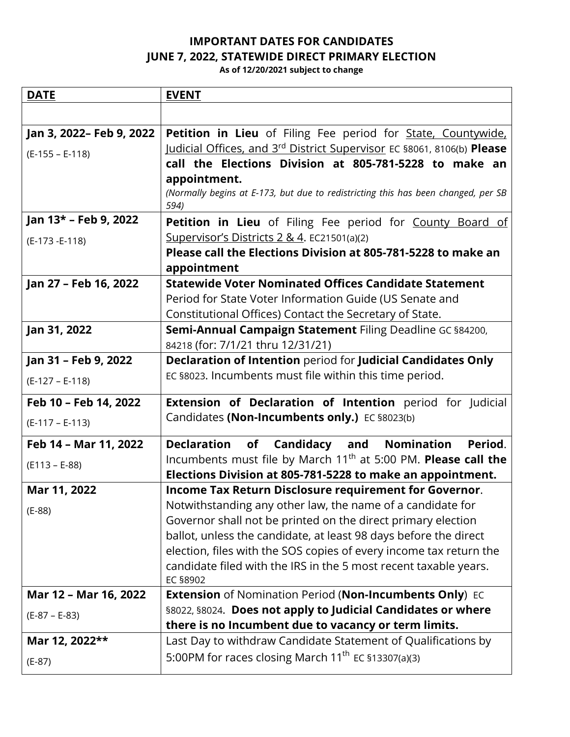# IMPORTANT DATES FOR CANDIDATES
## JUNE 7, 2022, STATEWIDE DIRECT PRIMARY ELECTION
**As of 12/20/2021 subject to change**

| DATE | EVENT |
|---|---|
| | |
| **Jan 3, 2022– Feb 9, 2022**<br>(E-155 – E-118) | **Petition in Lieu** of Filing Fee period for State, Countywide, Judicial Offices, and 3rd District Supervisor EC §8061, 8106(b) **Please call the Elections Division at 805-781-5228 to make an appointment.**<br>*(Normally begins at E-173, but due to redistricting this has been changed, per SB 594)* |
| **Jan 13* – Feb 9, 2022**<br>(E-173 -E-118) | **Petition in Lieu** of Filing Fee period for County Board of Supervisor's Districts 2 & 4. EC21501(a)(2)<br>**Please call the Elections Division at 805-781-5228 to make an appointment** |
| **Jan 27 – Feb 16, 2022** | **Statewide Voter Nominated Offices Candidate Statement** Period for State Voter Information Guide (US Senate and Constitutional Offices) Contact the Secretary of State. |
| **Jan 31, 2022** | **Semi-Annual Campaign Statement** Filing Deadline GC §84200, 84218 (for: 7/1/21 thru 12/31/21) |
| **Jan 31 – Feb 9, 2022**<br>(E-127 – E-118) | **Declaration of Intention** period for **Judicial Candidates Only** EC §8023. Incumbents must file within this time period. |
| **Feb 10 – Feb 14, 2022**<br>(E-117 – E-113) | **Extension of Declaration of Intention** period for Judicial Candidates **(Non-Incumbents only.)** EC §8023(b) |
| **Feb 14 – Mar 11, 2022**<br>(E113 – E-88) | **Declaration of Candidacy and Nomination Period**. Incumbents must file by March 11th at 5:00 PM. **Please call the Elections Division at 805-781-5228 to make an appointment.** |
| **Mar 11, 2022**<br>(E-88) | **Income Tax Return Disclosure requirement for Governor**. Notwithstanding any other law, the name of a candidate for Governor shall not be printed on the direct primary election ballot, unless the candidate, at least 98 days before the direct election, files with the SOS copies of every income tax return the candidate filed with the IRS in the 5 most recent taxable years. EC §8902 |
| **Mar 12 – Mar 16, 2022**<br>(E-87 – E-83) | **Extension** of Nomination Period (**Non-Incumbents Only**) EC §8022, §8024. **Does not apply to Judicial Candidates or where there is no Incumbent due to vacancy or term limits.** |
| **Mar 12, 2022****<br>(E-87) | Last Day to withdraw Candidate Statement of Qualifications by 5:00PM for races closing March 11th EC §13307(a)(3) |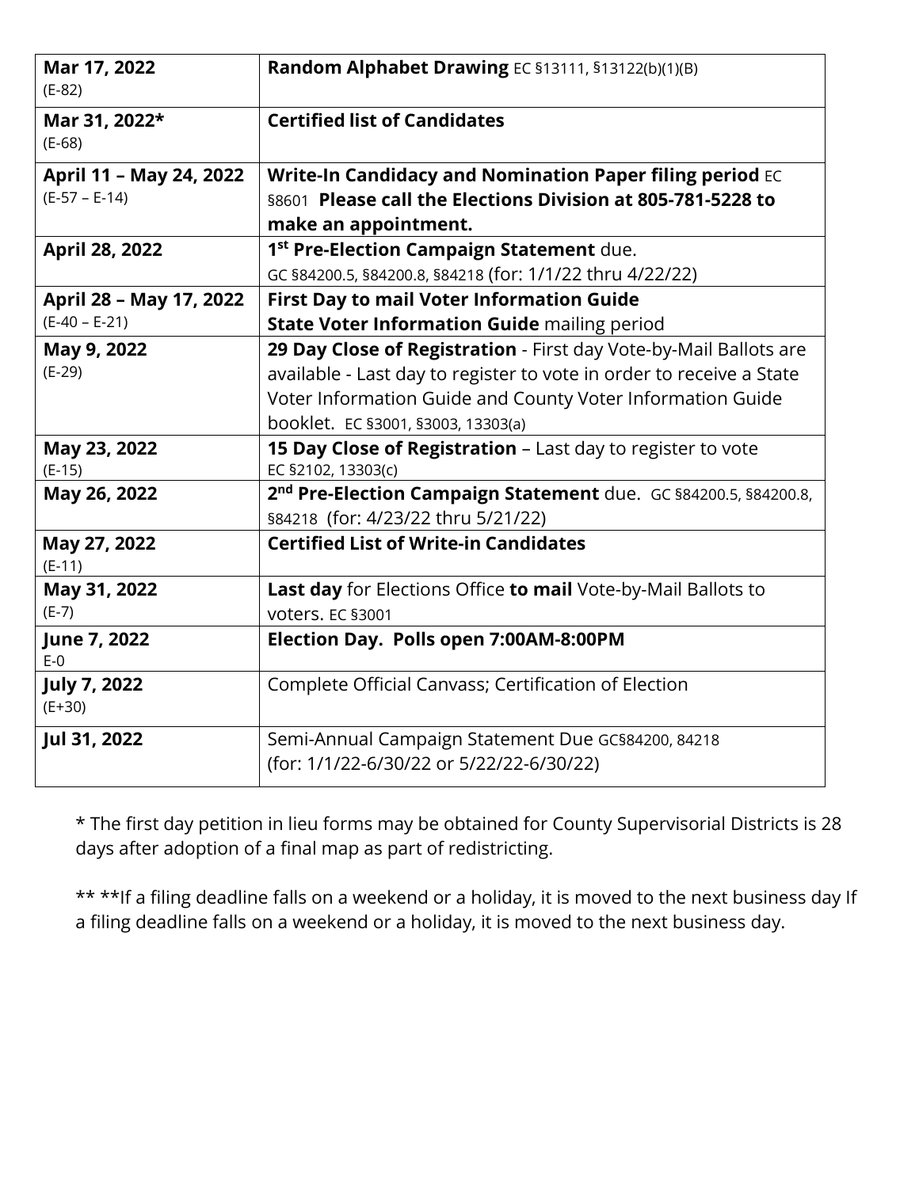| | |
|---|---|
| **Mar 17, 2022** (E-82) | **Random Alphabet Drawing** EC §13111, §13122(b)(1)(B) |
| **Mar 31, 2022*** (E-68) | **Certified list of Candidates** |
| **April 11 – May 24, 2022** (E-57 – E-14) | **Write-In Candidacy and Nomination Paper filing period** EC §8601 **Please call the Elections Division at 805-781-5228 to make an appointment.** |
| **April 28, 2022** | **1st Pre-Election Campaign Statement** due. GC §84200.5, §84200.8, §84218 (for: 1/1/22 thru 4/22/22) |
| **April 28 – May 17, 2022** (E-40 – E-21) | **First Day to mail Voter Information Guide** **State Voter Information Guide** mailing period |
| **May 9, 2022** (E-29) | **29 Day Close of Registration** - First day Vote-by-Mail Ballots are available - Last day to register to vote in order to receive a State Voter Information Guide and County Voter Information Guide booklet. EC §3001, §3003, 13303(a) |
| **May 23, 2022** (E-15) | **15 Day Close of Registration** – Last day to register to vote EC §2102, 13303(c) |
| **May 26, 2022** | **2nd Pre-Election Campaign Statement** due. GC §84200.5, §84200.8, §84218 (for: 4/23/22 thru 5/21/22) |
| **May 27, 2022** (E-11) | **Certified List of Write-in Candidates** |
| **May 31, 2022** (E-7) | **Last day** for Elections Office **to mail** Vote-by-Mail Ballots to voters. EC §3001 |
| **June 7, 2022** E-0 | **Election Day. Polls open 7:00AM-8:00PM** |
| **July 7, 2022** (E+30) | Complete Official Canvass; Certification of Election |
| **Jul 31, 2022** | Semi-Annual Campaign Statement Due GC§84200, 84218 (for: 1/1/22-6/30/22 or 5/22/22-6/30/22) |

* The first day petition in lieu forms may be obtained for County Supervisorial Districts is 28 days after adoption of a final map as part of redistricting.

** **If a filing deadline falls on a weekend or a holiday, it is moved to the next business day If a filing deadline falls on a weekend or a holiday, it is moved to the next business day.